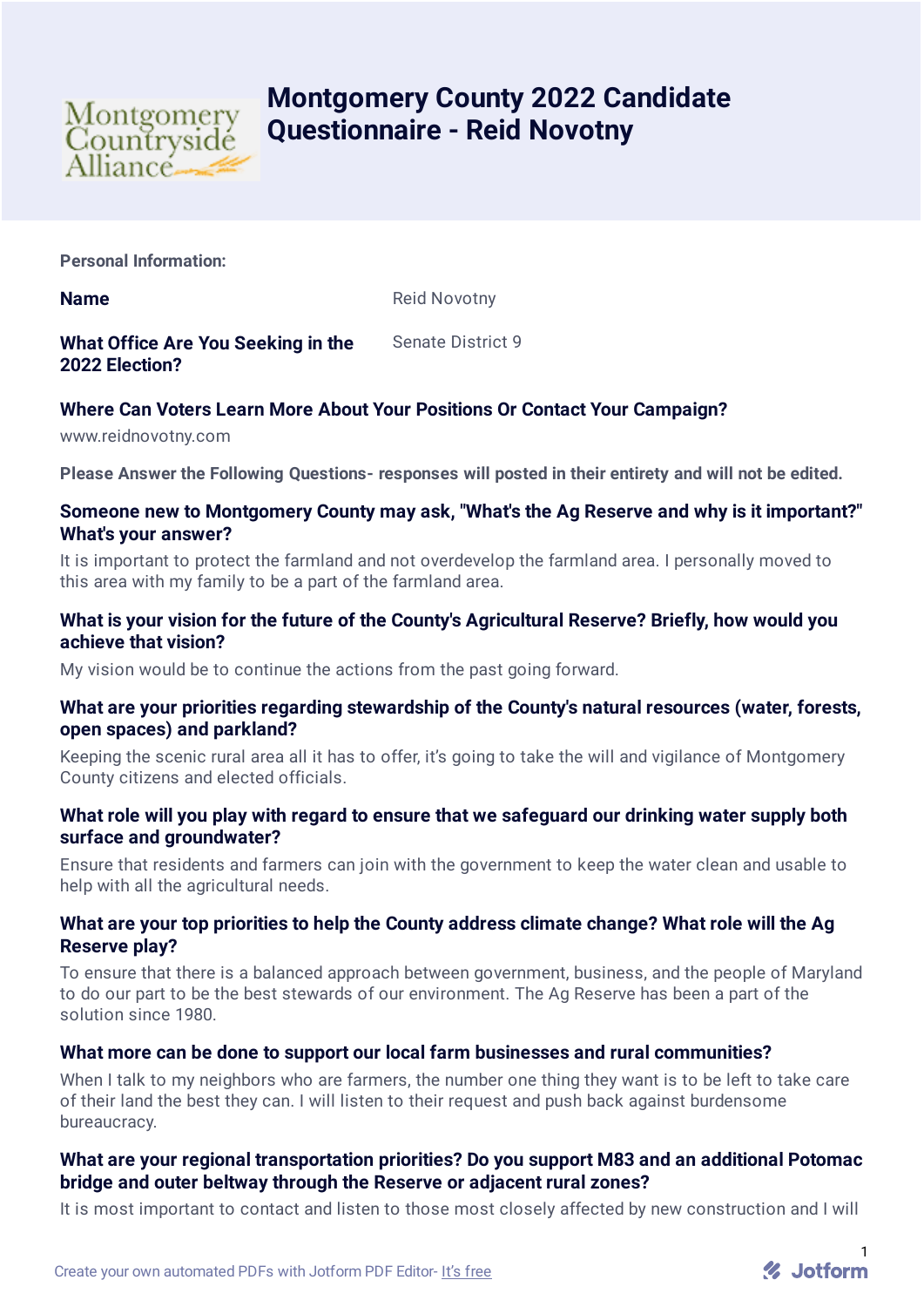# Montgomery County 2022 Candidate Questionnaire - Reid Novotny

**Personal Information:**

**Name** Reid Novotny

**What Office Are You Seeking in the 2022 Election?** Senate District 9

**Where Can Voters Learn More About Your Positions Or Contact Your Campaign?**

www.reidnovotny.com

**Please Answer the Following Questions- responses will posted in their entirety and will not be edited.**

**Someone new to Montgomery County may ask, "What's the Ag Reserve and why is it important?" What's your answer?**

It is important to protect the farmland and not overdevelop the farmland area. I personally moved to this area with my family to be a part of the farmland area.

**What is your vision for the future of the County's Agricultural Reserve? Briefly, how would you achieve that vision?**

My vision would be to continue the actions from the past going forward.

**What are your priorities regarding stewardship of the County's natural resources (water, forests, open spaces) and parkland?**

Keeping the scenic rural area all it has to offer, it's going to take the will and vigilance of Montgomery County citizens and elected officials.

**What role will you play with regard to ensure that we safeguard our drinking water supply both surface and groundwater?**

Ensure that residents and farmers can join with the government to keep the water clean and usable to help with all the agricultural needs.

**What are your top priorities to help the County address climate change? What role will the Ag Reserve play?**

To ensure that there is a balanced approach between government, business, and the people of Maryland to do our part to be the best stewards of our environment. The Ag Reserve has been a part of the solution since 1980.

**What more can be done to support our local farm businesses and rural communities?**

When I talk to my neighbors who are farmers, the number one thing they want is to be left to take care of their land the best they can. I will listen to their request and push back against burdensome bureaucracy.

**What are your regional transportation priorities? Do you support M83 and an additional Potomac bridge and outer beltway through the Reserve or adjacent rural zones?**

It is most important to contact and listen to those most closely affected by new construction and I will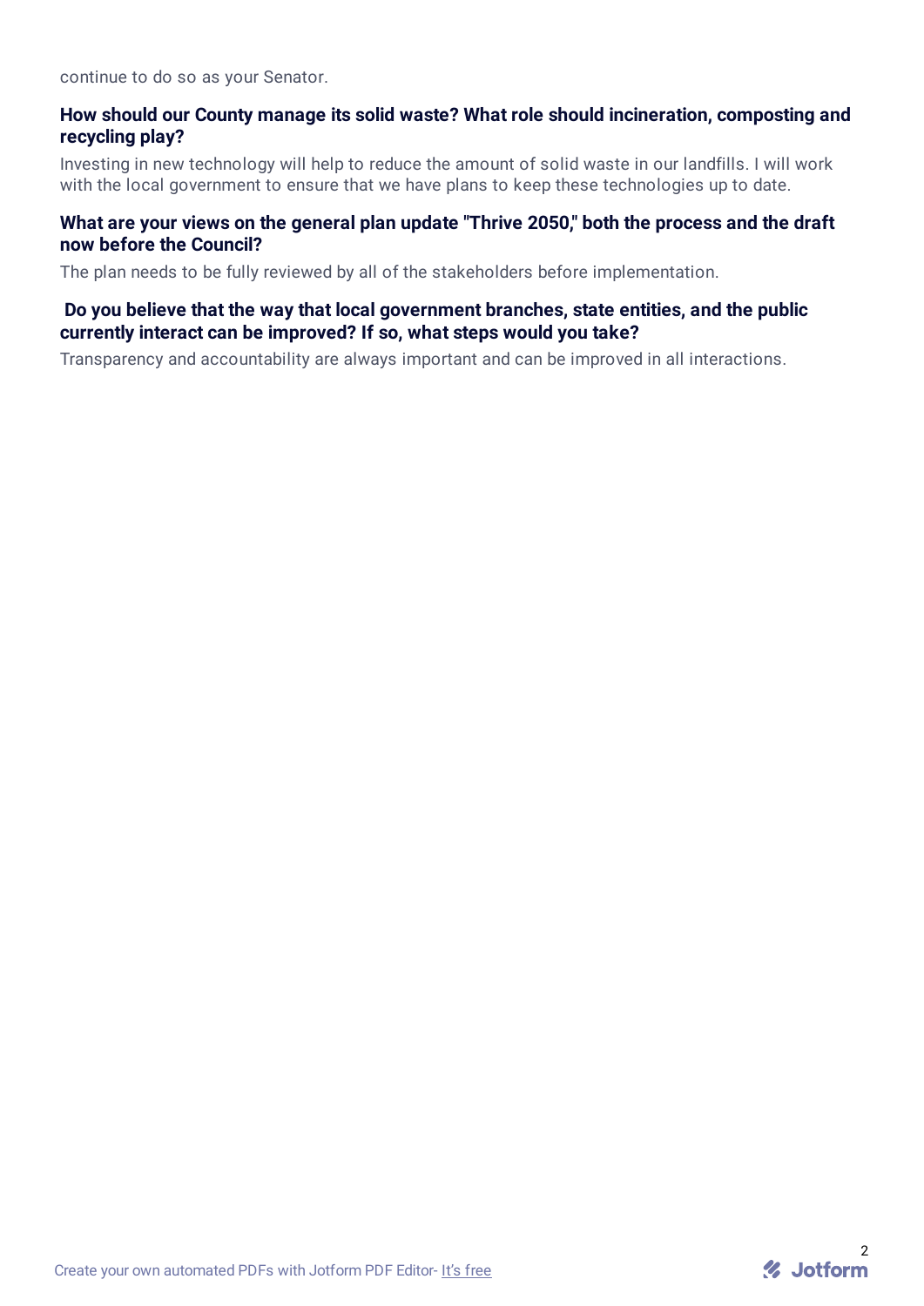continue to do so as your Senator.

**How should our County manage its solid waste? What role should incineration, composting and recycling play?**

Investing in new technology will help to reduce the amount of solid waste in our landfills. I will work with the local government to ensure that we have plans to keep these technologies up to date.

**What are your views on the general plan update "Thrive 2050," both the process and the draft now before the Council?**

The plan needs to be fully reviewed by all of the stakeholders before implementation.

**Do you believe that the way that local government branches, state entities, and the public currently interact can be improved? If so, what steps would you take?**

Transparency and accountability are always important and can be improved in all interactions.